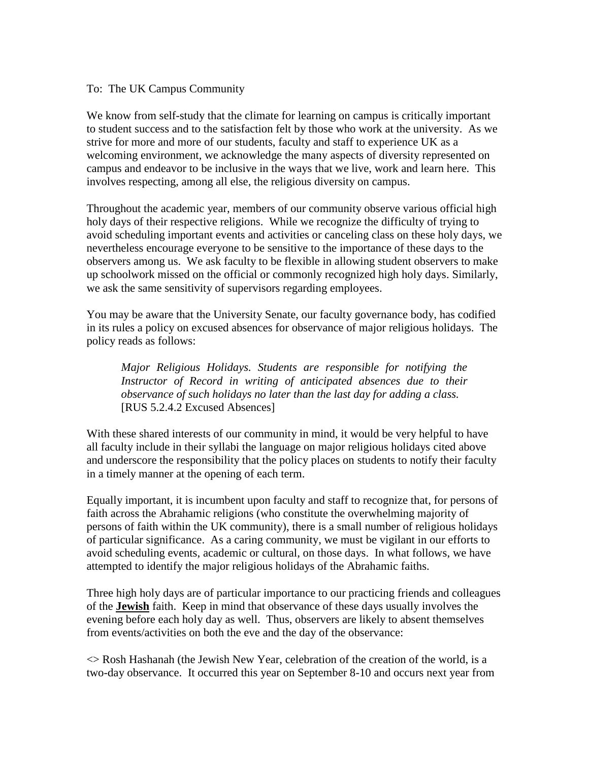To: The UK Campus Community

We know from self-study that the climate for learning on campus is critically important to student success and to the satisfaction felt by those who work at the university. As we strive for more and more of our students, faculty and staff to experience UK as a welcoming environment, we acknowledge the many aspects of diversity represented on campus and endeavor to be inclusive in the ways that we live, work and learn here. This involves respecting, among all else, the religious diversity on campus.

Throughout the academic year, members of our community observe various official high holy days of their respective religions. While we recognize the difficulty of trying to avoid scheduling important events and activities or canceling class on these holy days, we nevertheless encourage everyone to be sensitive to the importance of these days to the observers among us. We ask faculty to be flexible in allowing student observers to make up schoolwork missed on the official or commonly recognized high holy days. Similarly, we ask the same sensitivity of supervisors regarding employees.

You may be aware that the University Senate, our faculty governance body, has codified in its rules a policy on excused absences for observance of major religious holidays. The policy reads as follows:

> *Major Religious Holidays. Students are responsible for notifying the Instructor of Record in writing of anticipated absences due to their observance of such holidays no later than the last day for adding a class.* [RUS 5.2.4.2 Excused Absences]

With these shared interests of our community in mind, it would be very helpful to have all faculty include in their syllabi the language on major religious holidays cited above and underscore the responsibility that the policy places on students to notify their faculty in a timely manner at the opening of each term.

Equally important, it is incumbent upon faculty and staff to recognize that, for persons of faith across the Abrahamic religions (who constitute the overwhelming majority of persons of faith within the UK community), there is a small number of religious holidays of particular significance. As a caring community, we must be vigilant in our efforts to avoid scheduling events, academic or cultural, on those days. In what follows, we have attempted to identify the major religious holidays of the Abrahamic faiths.

Three high holy days are of particular importance to our practicing friends and colleagues of the **Jewish** faith. Keep in mind that observance of these days usually involves the evening before each holy day as well. Thus, observers are likely to absent themselves from events/activities on both the eve and the day of the observance:

<> Rosh Hashanah (the Jewish New Year, celebration of the creation of the world, is a two-day observance. It occurred this year on September 8-10 and occurs next year from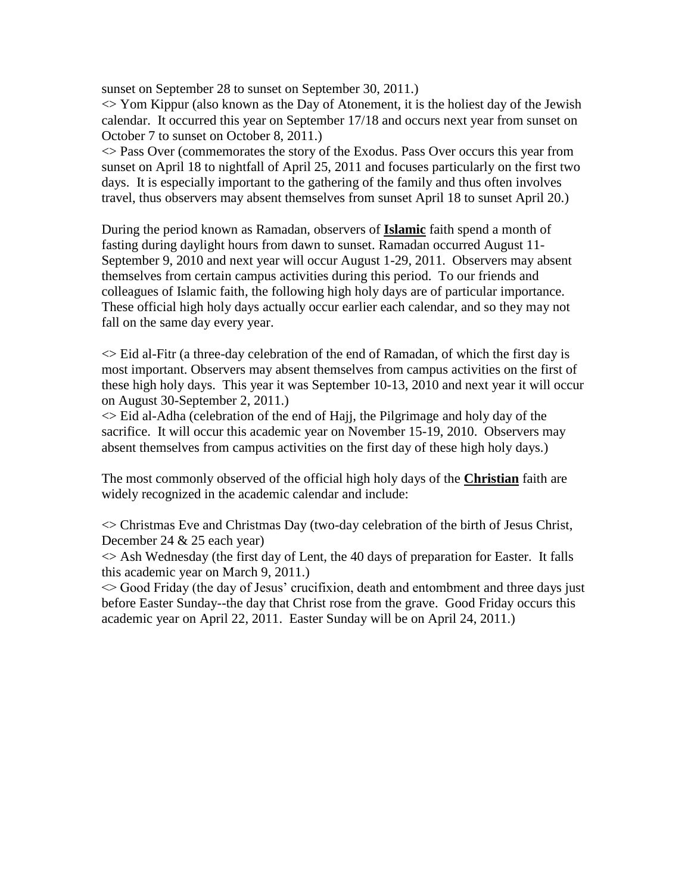sunset on September 28 to sunset on September 30, 2011.)

<> Yom Kippur (also known as the Day of Atonement, it is the holiest day of the Jewish calendar. It occurred this year on September 17/18 and occurs next year from sunset on October 7 to sunset on October 8, 2011.)

<> Pass Over (commemorates the story of the Exodus. Pass Over occurs this year from sunset on April 18 to nightfall of April 25, 2011 and focuses particularly on the first two days. It is especially important to the gathering of the family and thus often involves travel, thus observers may absent themselves from sunset April 18 to sunset April 20.)

During the period known as Ramadan, observers of **Islamic** faith spend a month of fasting during daylight hours from dawn to sunset. Ramadan occurred August 11-September 9, 2010 and next year will occur August 1-29, 2011. Observers may absent themselves from certain campus activities during this period. To our friends and colleagues of Islamic faith, the following high holy days are of particular importance. These official high holy days actually occur earlier each calendar, and so they may not fall on the same day every year.

<> Eid al-Fitr (a three-day celebration of the end of Ramadan, of which the first day is most important. Observers may absent themselves from campus activities on the first of these high holy days. This year it was September 10-13, 2010 and next year it will occur on August 30-September 2, 2011.)

<> Eid al-Adha (celebration of the end of Hajj, the Pilgrimage and holy day of the sacrifice. It will occur this academic year on November 15-19, 2010. Observers may absent themselves from campus activities on the first day of these high holy days.)

The most commonly observed of the official high holy days of the **Christian** faith are widely recognized in the academic calendar and include:

<> Christmas Eve and Christmas Day (two-day celebration of the birth of Jesus Christ, December 24 & 25 each year)

<> Ash Wednesday (the first day of Lent, the 40 days of preparation for Easter. It falls this academic year on March 9, 2011.)

<> Good Friday (the day of Jesus' crucifixion, death and entombment and three days just before Easter Sunday--the day that Christ rose from the grave. Good Friday occurs this academic year on April 22, 2011. Easter Sunday will be on April 24, 2011.)